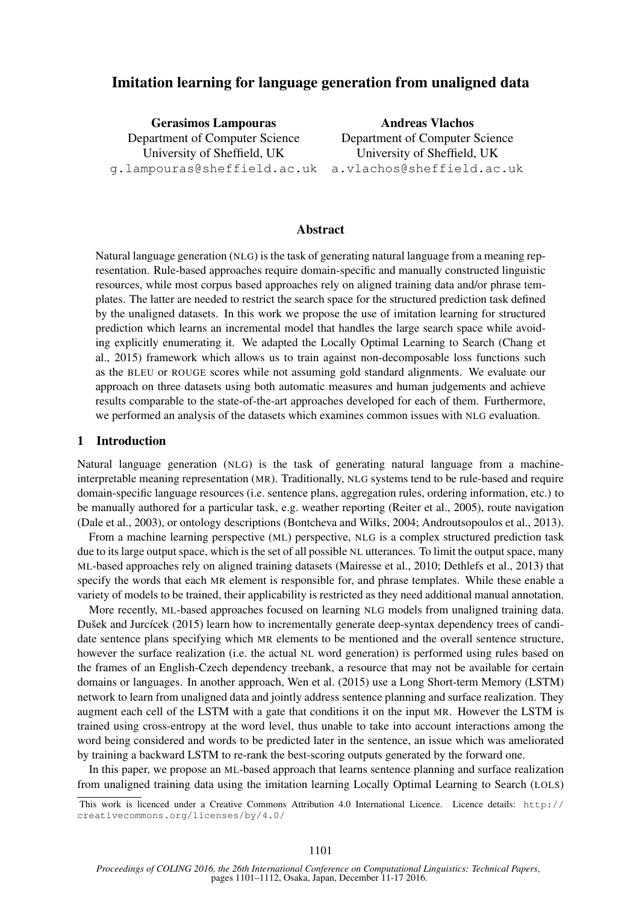# Imitation learning for language generation from unaligned data

**Gerasimos Lampouras**
Department of Computer Science
University of Sheffield, UK
g.lampouras@sheffield.ac.uk

**Andreas Vlachos**
Department of Computer Science
University of Sheffield, UK
a.vlachos@sheffield.ac.uk

## Abstract

Natural language generation (NLG) is the task of generating natural language from a meaning representation. Rule-based approaches require domain-specific and manually constructed linguistic resources, while most corpus based approaches rely on aligned training data and/or phrase templates. The latter are needed to restrict the search space for the structured prediction task defined by the unaligned datasets. In this work we propose the use of imitation learning for structured prediction which learns an incremental model that handles the large search space while avoiding explicitly enumerating it. We adapted the Locally Optimal Learning to Search (Chang et al., 2015) framework which allows us to train against non-decomposable loss functions such as the BLEU or ROUGE scores while not assuming gold standard alignments. We evaluate our approach on three datasets using both automatic measures and human judgements and achieve results comparable to the state-of-the-art approaches developed for each of them. Furthermore, we performed an analysis of the datasets which examines common issues with NLG evaluation.

## 1 Introduction

Natural language generation (NLG) is the task of generating natural language from a machine-interpretable meaning representation (MR). Traditionally, NLG systems tend to be rule-based and require domain-specific language resources (i.e. sentence plans, aggregation rules, ordering information, etc.) to be manually authored for a particular task, e.g. weather reporting (Reiter et al., 2005), route navigation (Dale et al., 2003), or ontology descriptions (Bontcheva and Wilks, 2004; Androutsopoulos et al., 2013).

From a machine learning perspective (ML) perspective, NLG is a complex structured prediction task due to its large output space, which is the set of all possible NL utterances. To limit the output space, many ML-based approaches rely on aligned training datasets (Mairesse et al., 2010; Dethlefs et al., 2013) that specify the words that each MR element is responsible for, and phrase templates. While these enable a variety of models to be trained, their applicability is restricted as they need additional manual annotation.

More recently, ML-based approaches focused on learning NLG models from unaligned training data. Dušek and Jurcícek (2015) learn how to incrementally generate deep-syntax dependency trees of candidate sentence plans specifying which MR elements to be mentioned and the overall sentence structure, however the surface realization (i.e. the actual NL word generation) is performed using rules based on the frames of an English-Czech dependency treebank, a resource that may not be available for certain domains or languages. In another approach, Wen et al. (2015) use a Long Short-term Memory (LSTM) network to learn from unaligned data and jointly address sentence planning and surface realization. They augment each cell of the LSTM with a gate that conditions it on the input MR. However the LSTM is trained using cross-entropy at the word level, thus unable to take into account interactions among the word being considered and words to be predicted later in the sentence, an issue which was ameliorated by training a backward LSTM to re-rank the best-scoring outputs generated by the forward one.

In this paper, we propose an ML-based approach that learns sentence planning and surface realization from unaligned training data using the imitation learning Locally Optimal Learning to Search (LOLS)

This work is licenced under a Creative Commons Attribution 4.0 International Licence. Licence details: http://creativecommons.org/licenses/by/4.0/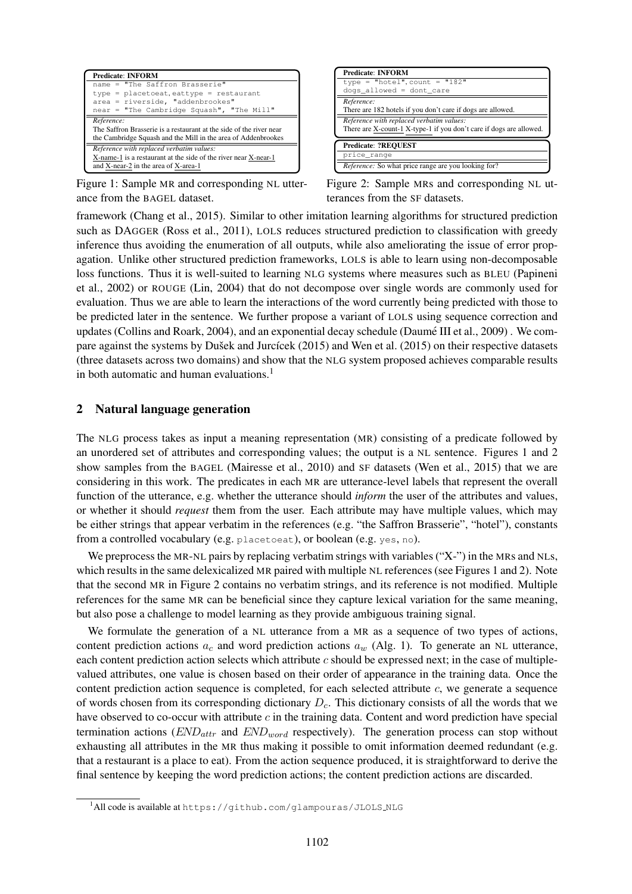**Predicate**: INFORM

```
name = "The Saffron Brasserie"
type = placetoeat, eattype = restaurant
area = riverside, "addenbrookes"
near = "The Cambridge Squash", "The Mill"
```

*Reference:*
The Saffron Brasserie is a restaurant at the side of the river near the Cambridge Squash and the Mill in the area of Addenbrookes

*Reference with replaced verbatim values:*
X-name-1 is a restaurant at the side of the river near X-near-1 and X-near-2 in the area of X-area-1

Figure 1: Sample MR and corresponding NL utterance from the BAGEL dataset.

**Predicate**: INFORM

```
type = "hotel", count = "182"
dogs_allowed = dont_care
```

*Reference:*
There are 182 hotels if you don't care if dogs are allowed.

*Reference with replaced verbatim values:*
There are X-count-1 X-type-1 if you don't care if dogs are allowed.

**Predicate**: ?REQUEST

```
price_range
```

*Reference:* So what price range are you looking for?

Figure 2: Sample MRs and corresponding NL utterances from the SF datasets.

framework (Chang et al., 2015). Similar to other imitation learning algorithms for structured prediction such as DAGGER (Ross et al., 2011), LOLS reduces structured prediction to classification with greedy inference thus avoiding the enumeration of all outputs, while also ameliorating the issue of error propagation. Unlike other structured prediction frameworks, LOLS is able to learn using non-decomposable loss functions. Thus it is well-suited to learning NLG systems where measures such as BLEU (Papineni et al., 2002) or ROUGE (Lin, 2004) that do not decompose over single words are commonly used for evaluation. Thus we are able to learn the interactions of the word currently being predicted with those to be predicted later in the sentence. We further propose a variant of LOLS using sequence correction and updates (Collins and Roark, 2004), and an exponential decay schedule (Daumé III et al., 2009) . We compare against the systems by Dušek and Jurcícek (2015) and Wen et al. (2015) on their respective datasets (three datasets across two domains) and show that the NLG system proposed achieves comparable results in both automatic and human evaluations.[1]

## 2 Natural language generation

The NLG process takes as input a meaning representation (MR) consisting of a predicate followed by an unordered set of attributes and corresponding values; the output is a NL sentence. Figures 1 and 2 show samples from the BAGEL (Mairesse et al., 2010) and SF datasets (Wen et al., 2015) that we are considering in this work. The predicates in each MR are utterance-level labels that represent the overall function of the utterance, e.g. whether the utterance should *inform* the user of the attributes and values, or whether it should *request* them from the user. Each attribute may have multiple values, which may be either strings that appear verbatim in the references (e.g. "the Saffron Brasserie", "hotel"), constants from a controlled vocabulary (e.g. `placetoeat`), or boolean (e.g. `yes`, `no`).

We preprocess the MR-NL pairs by replacing verbatim strings with variables ("X-") in the MRs and NLs, which results in the same delexicalized MR paired with multiple NL references (see Figures 1 and 2). Note that the second MR in Figure 2 contains no verbatim strings, and its reference is not modified. Multiple references for the same MR can be beneficial since they capture lexical variation for the same meaning, but also pose a challenge to model learning as they provide ambiguous training signal.

We formulate the generation of a NL utterance from a MR as a sequence of two types of actions, content prediction actions $a_c$ and word prediction actions $a_w$ (Alg. 1). To generate an NL utterance, each content prediction action selects which attribute $c$ should be expressed next; in the case of multiple-valued attributes, one value is chosen based on their order of appearance in the training data. Once the content prediction action sequence is completed, for each selected attribute $c$, we generate a sequence of words chosen from its corresponding dictionary $D_c$. This dictionary consists of all the words that we have observed to co-occur with attribute $c$ in the training data. Content and word prediction have special termination actions ($END_{attr}$ and $END_{word}$ respectively). The generation process can stop without exhausting all attributes in the MR thus making it possible to omit information deemed redundant (e.g. that a restaurant is a place to eat). From the action sequence produced, it is straightforward to derive the final sentence by keeping the word prediction actions; the content prediction actions are discarded.

[1] All code is available at `https://github.com/glampouras/JLOLS_NLG`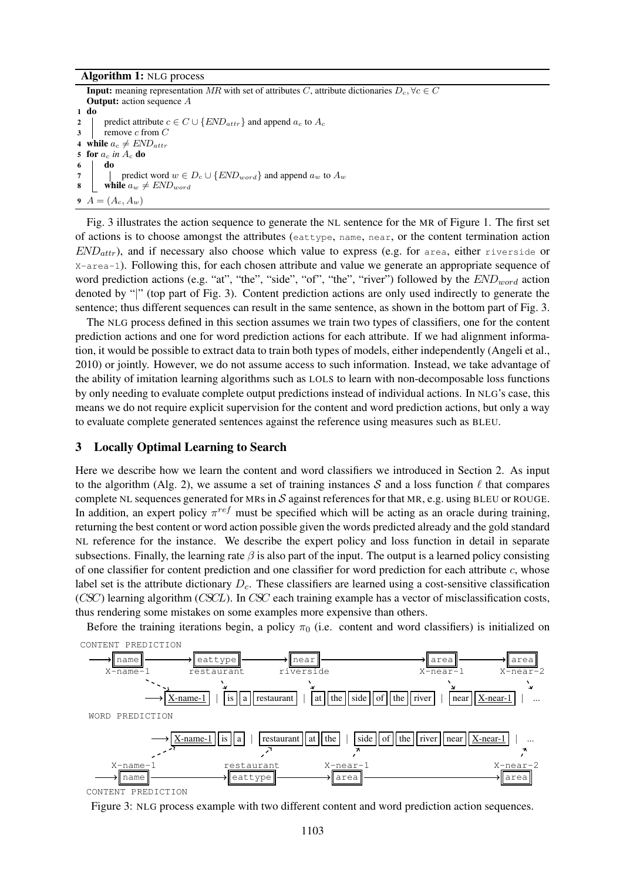**Algorithm 1:** NLG process

**Input:** meaning representation $MR$ with set of attributes $C$, attribute dictionaries $D_c, \forall c \in C$
**Output:** action sequence $A$

```
1 do
2     predict attribute c ∈ C ∪ {END_attr} and append a_c to A_c
3     remove c from C
4 while a_c ≠ END_attr
5 for a_c in A_c do
6     do
7         predict word w ∈ D_c ∪ {END_word} and append a_w to A_w
8     while a_w ≠ END_word
9 A = (A_c, A_w)
```

Fig. 3 illustrates the action sequence to generate the NL sentence for the MR of Figure 1. The first set of actions is to choose amongst the attributes (eattype, name, near, or the content termination action $END_{attr}$), and if necessary also choose which value to express (e.g. for area, either riverside or X-area-1). Following this, for each chosen attribute and value we generate an appropriate sequence of word prediction actions (e.g. "at", "the", "side", "of", "the", "river") followed by the $END_{word}$ action denoted by "|" (top part of Fig. 3). Content prediction actions are only used indirectly to generate the sentence; thus different sequences can result in the same sentence, as shown in the bottom part of Fig. 3.

The NLG process defined in this section assumes we train two types of classifiers, one for the content prediction actions and one for word prediction actions for each attribute. If we had alignment information, it would be possible to extract data to train both types of models, either independently (Angeli et al., 2010) or jointly. However, we do not assume access to such information. Instead, we take advantage of the ability of imitation learning algorithms such as LOLS to learn with non-decomposable loss functions by only needing to evaluate complete output predictions instead of individual actions. In NLG's case, this means we do not require explicit supervision for the content and word prediction actions, but only a way to evaluate complete generated sentences against the reference using measures such as BLEU.

## 3 Locally Optimal Learning to Search

Here we describe how we learn the content and word classifiers we introduced in Section 2. As input to the algorithm (Alg. 2), we assume a set of training instances $\mathcal{S}$ and a loss function $\ell$ that compares complete NL sequences generated for MRs in $\mathcal{S}$ against references for that MR, e.g. using BLEU or ROUGE. In addition, an expert policy $\pi^{ref}$ must be specified which will be acting as an oracle during training, returning the best content or word action possible given the words predicted already and the gold standard NL reference for the instance. We describe the expert policy and loss function in detail in separate subsections. Finally, the learning rate $\beta$ is also part of the input. The output is a learned policy consisting of one classifier for content prediction and one classifier for word prediction for each attribute $c$, whose label set is the attribute dictionary $D_c$. These classifiers are learned using a cost-sensitive classification (*CSC*) learning algorithm (*CSCL*). In *CSC* each training example has a vector of misclassification costs, thus rendering some mistakes on some examples more expensive than others.

Before the training iterations begin, a policy $\pi_0$ (i.e. content and word classifiers) is initialized on

CONTENT PREDICTION: name (X-name-1) → eattype (restaurant) → near (riverside) → area (X-near-1) → area (X-near-2)

X-name-1 | is a restaurant | at the side of the river | near X-near-1 | ...

WORD PREDICTION: X-name-1 is a | restaurant at the | side of the river near X-near-1 | ...

CONTENT PREDICTION: name (X-name-1) → eattype (restaurant) → area (X-near-1) → area (X-near-2)

Figure 3: NLG process example with two different content and word prediction action sequences.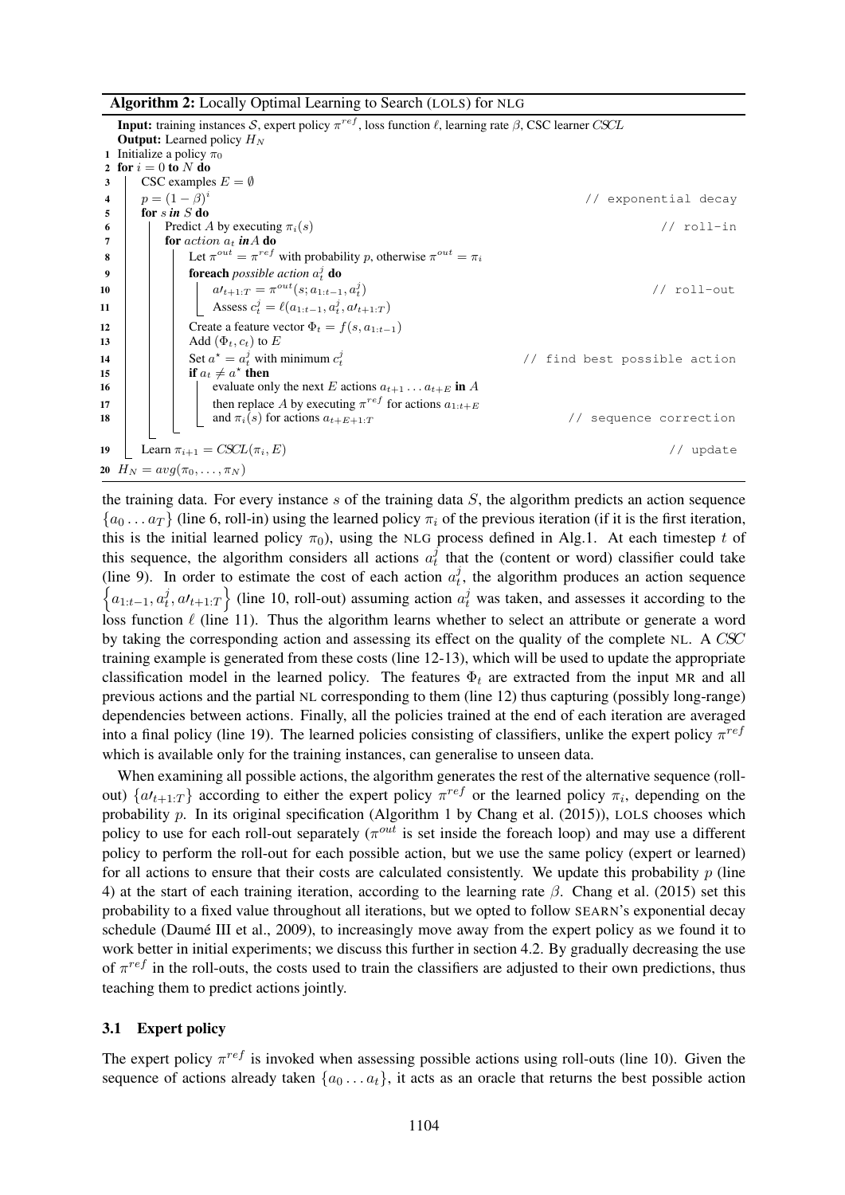**Algorithm 2:** Locally Optimal Learning to Search (LOLS) for NLG

```
Input: training instances S, expert policy π^ref, loss function ℓ, learning rate β, CSC learner CSCL
Output: Learned policy H_N
1  Initialize a policy π_0
2  for i = 0 to N do
3      CSC examples E = ∅
4      p = (1 − β)^i                                                    // exponential decay
5      for s in S do
6          Predict A by executing π_i(s)                                 // roll-in
7          for action a_t in A do
8              Let π^out = π^ref with probability p, otherwise π^out = π_i
9              foreach possible action a_t^j do
10                 a'_{t+1:T} = π^out(s; a_{1:t−1}, a_t^j)                 // roll-out
11                 Assess c_t^j = ℓ(a_{1:t−1}, a_t^j, a'_{t+1:T})
12             Create a feature vector Φ_t = f(s, a_{1:t−1})
13             Add (Φ_t, c_t) to E
14             Set a* = a_t^j with minimum c_t^j                      // find best possible action
15             if a_t ≠ a* then
16                 evaluate only the next E actions a_{t+1} ... a_{t+E} in A
17                 then replace A by executing π^ref for actions a_{1:t+E}
18                 and π_i(s) for actions a_{t+E+1:T}                  // sequence correction
19     Learn π_{i+1} = CSCL(π_i, E)                                       // update
20 H_N = avg(π_0, ..., π_N)
```

the training data. For every instance $s$ of the training data $S$, the algorithm predicts an action sequence $\{a_0 \dots a_T\}$ (line 6, roll-in) using the learned policy $\pi_i$ of the previous iteration (if it is the first iteration, this is the initial learned policy $\pi_0$), using the NLG process defined in Alg.1. At each timestep $t$ of this sequence, the algorithm considers all actions $a_t^j$ that the (content or word) classifier could take (line 9). In order to estimate the cost of each action $a_t^j$, the algorithm produces an action sequence $\left\{a_{1:t-1}, a_t^j, a'_{t+1:T}\right\}$ (line 10, roll-out) assuming action $a_t^j$ was taken, and assesses it according to the loss function $\ell$ (line 11). Thus the algorithm learns whether to select an attribute or generate a word by taking the corresponding action and assessing its effect on the quality of the complete NL. A *CSC* training example is generated from these costs (line 12-13), which will be used to update the appropriate classification model in the learned policy. The features $\Phi_t$ are extracted from the input MR and all previous actions and the partial NL corresponding to them (line 12) thus capturing (possibly long-range) dependencies between actions. Finally, all the policies trained at the end of each iteration are averaged into a final policy (line 19). The learned policies consisting of classifiers, unlike the expert policy $\pi^{ref}$ which is available only for the training instances, can generalise to unseen data.

When examining all possible actions, the algorithm generates the rest of the alternative sequence (roll-out) $\{a'_{t+1:T}\}$ according to either the expert policy $\pi^{ref}$ or the learned policy $\pi_i$, depending on the probability $p$. In its original specification (Algorithm 1 by Chang et al. (2015)), LOLS chooses which policy to use for each roll-out separately ($\pi^{out}$ is set inside the foreach loop) and may use a different policy to perform the roll-out for each possible action, but we use the same policy (expert or learned) for all actions to ensure that their costs are calculated consistently. We update this probability $p$ (line 4) at the start of each training iteration, according to the learning rate $\beta$. Chang et al. (2015) set this probability to a fixed value throughout all iterations, but we opted to follow SEARN's exponential decay schedule (Daumé III et al., 2009), to increasingly move away from the expert policy as we found it to work better in initial experiments; we discuss this further in section 4.2. By gradually decreasing the use of $\pi^{ref}$ in the roll-outs, the costs used to train the classifiers are adjusted to their own predictions, thus teaching them to predict actions jointly.

### 3.1 Expert policy

The expert policy $\pi^{ref}$ is invoked when assessing possible actions using roll-outs (line 10). Given the sequence of actions already taken $\{a_0 \dots a_t\}$, it acts as an oracle that returns the best possible action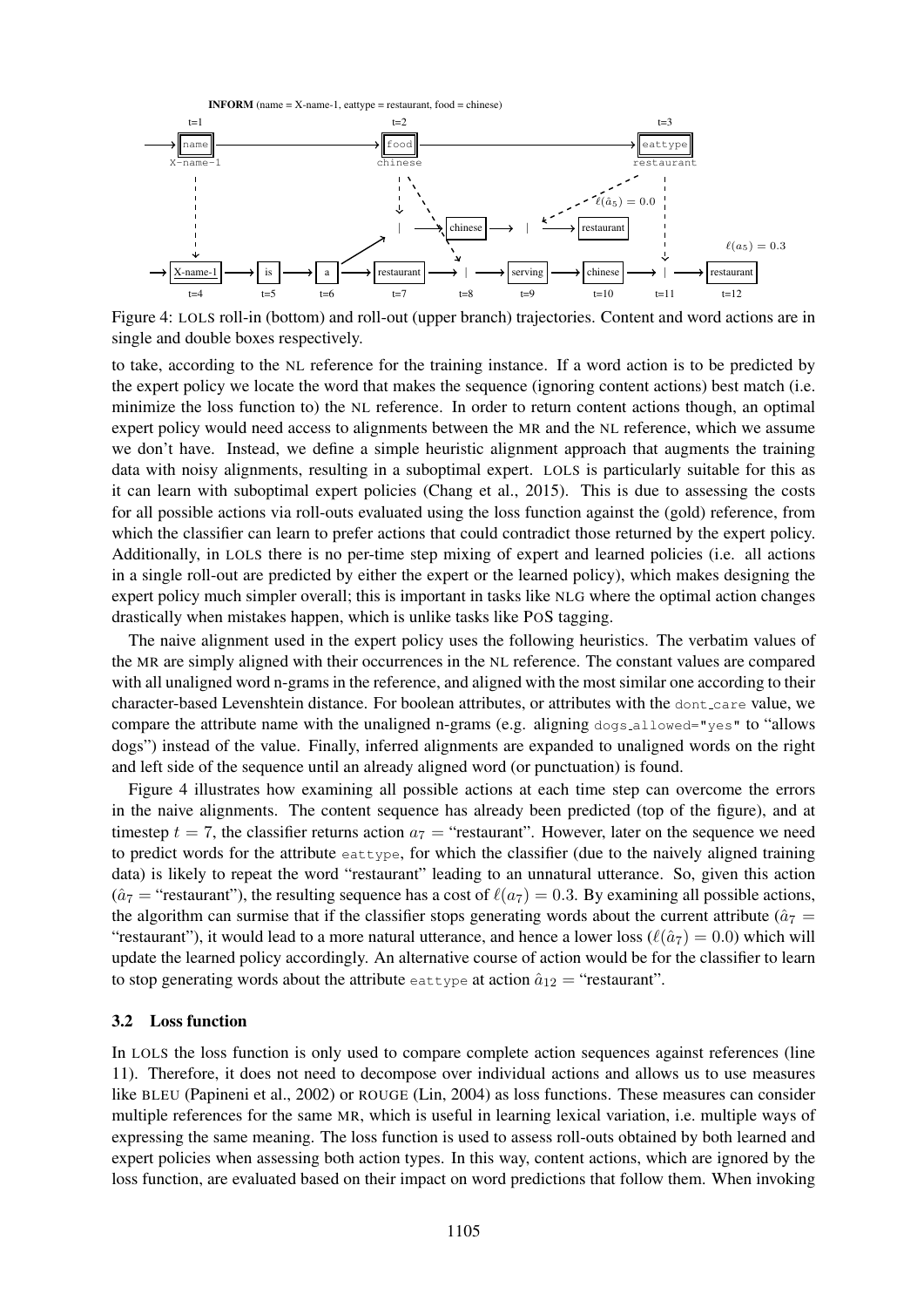Figure 4: LOLS roll-in (bottom) and roll-out (upper branch) trajectories. Content and word actions are in single and double boxes respectively.

to take, according to the NL reference for the training instance. If a word action is to be predicted by the expert policy we locate the word that makes the sequence (ignoring content actions) best match (i.e. minimize the loss function to) the NL reference. In order to return content actions though, an optimal expert policy would need access to alignments between the MR and the NL reference, which we assume we don't have. Instead, we define a simple heuristic alignment approach that augments the training data with noisy alignments, resulting in a suboptimal expert. LOLS is particularly suitable for this as it can learn with suboptimal expert policies (Chang et al., 2015). This is due to assessing the costs for all possible actions via roll-outs evaluated using the loss function against the (gold) reference, from which the classifier can learn to prefer actions that could contradict those returned by the expert policy. Additionally, in LOLS there is no per-time step mixing of expert and learned policies (i.e. all actions in a single roll-out are predicted by either the expert or the learned policy), which makes designing the expert policy much simpler overall; this is important in tasks like NLG where the optimal action changes drastically when mistakes happen, which is unlike tasks like POS tagging.

The naive alignment used in the expert policy uses the following heuristics. The verbatim values of the MR are simply aligned with their occurrences in the NL reference. The constant values are compared with all unaligned word n-grams in the reference, and aligned with the most similar one according to their character-based Levenshtein distance. For boolean attributes, or attributes with the dont_care value, we compare the attribute name with the unaligned n-grams (e.g. aligning dogs_allowed="yes" to "allows dogs") instead of the value. Finally, inferred alignments are expanded to unaligned words on the right and left side of the sequence until an already aligned word (or punctuation) is found.

Figure 4 illustrates how examining all possible actions at each time step can overcome the errors in the naive alignments. The content sequence has already been predicted (top of the figure), and at timestep $t = 7$, the classifier returns action $a_7 =$ "restaurant". However, later on the sequence we need to predict words for the attribute eattype, for which the classifier (due to the naively aligned training data) is likely to repeat the word "restaurant" leading to an unnatural utterance. So, given this action ($\hat{a}_7 =$ "restaurant"), the resulting sequence has a cost of $\ell(a_7) = 0.3$. By examining all possible actions, the algorithm can surmise that if the classifier stops generating words about the current attribute ($\hat{a}_7 =$ "restaurant"), it would lead to a more natural utterance, and hence a lower loss ($\ell(\hat{a}_7) = 0.0$) which will update the learned policy accordingly. An alternative course of action would be for the classifier to learn to stop generating words about the attribute eattype at action $\hat{a}_{12} =$ "restaurant".

### 3.2 Loss function

In LOLS the loss function is only used to compare complete action sequences against references (line 11). Therefore, it does not need to decompose over individual actions and allows us to use measures like BLEU (Papineni et al., 2002) or ROUGE (Lin, 2004) as loss functions. These measures can consider multiple references for the same MR, which is useful in learning lexical variation, i.e. multiple ways of expressing the same meaning. The loss function is used to assess roll-outs obtained by both learned and expert policies when assessing both action types. In this way, content actions, which are ignored by the loss function, are evaluated based on their impact on word predictions that follow them. When invoking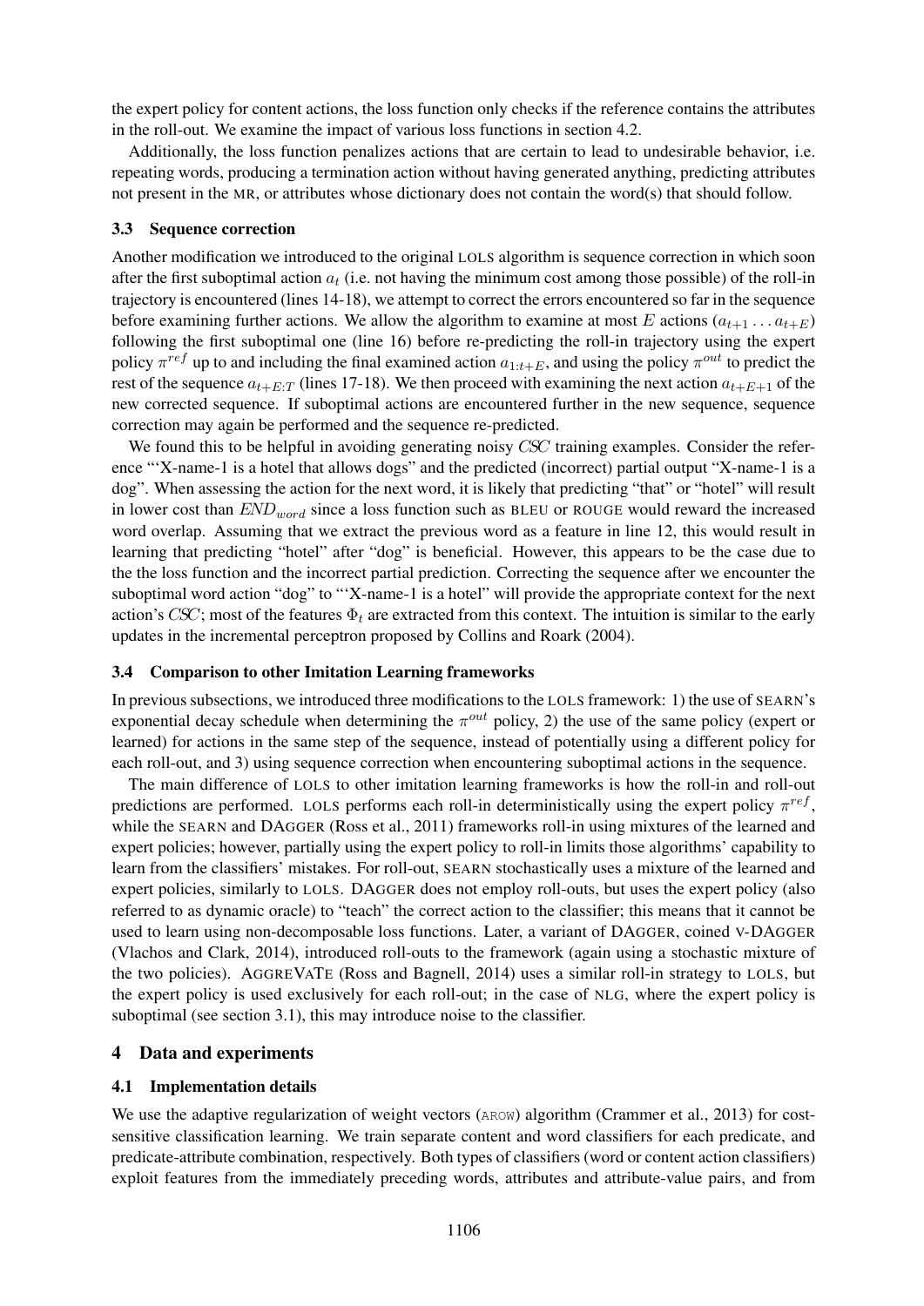the expert policy for content actions, the loss function only checks if the reference contains the attributes in the roll-out. We examine the impact of various loss functions in section 4.2.

Additionally, the loss function penalizes actions that are certain to lead to undesirable behavior, i.e. repeating words, producing a termination action without having generated anything, predicting attributes not present in the MR, or attributes whose dictionary does not contain the word(s) that should follow.

### 3.3 Sequence correction

Another modification we introduced to the original LOLS algorithm is sequence correction in which soon after the first suboptimal action $a_t$ (i.e. not having the minimum cost among those possible) of the roll-in trajectory is encountered (lines 14-18), we attempt to correct the errors encountered so far in the sequence before examining further actions. We allow the algorithm to examine at most $E$ actions ($a_{t+1} \dots a_{t+E}$) following the first suboptimal one (line 16) before re-predicting the roll-in trajectory using the expert policy $\pi^{ref}$ up to and including the final examined action $a_{1:t+E}$, and using the policy $\pi^{out}$ to predict the rest of the sequence $a_{t+E:T}$ (lines 17-18). We then proceed with examining the next action $a_{t+E+1}$ of the new corrected sequence. If suboptimal actions are encountered further in the new sequence, sequence correction may again be performed and the sequence re-predicted.

We found this to be helpful in avoiding generating noisy *CSC* training examples. Consider the reference "'X-name-1 is a hotel that allows dogs" and the predicted (incorrect) partial output "X-name-1 is a dog". When assessing the action for the next word, it is likely that predicting "that" or "hotel" will result in lower cost than $END_{word}$ since a loss function such as BLEU or ROUGE would reward the increased word overlap. Assuming that we extract the previous word as a feature in line 12, this would result in learning that predicting "hotel" after "dog" is beneficial. However, this appears to be the case due to the the loss function and the incorrect partial prediction. Correcting the sequence after we encounter the suboptimal word action "dog" to "'X-name-1 is a hotel" will provide the appropriate context for the next action's *CSC*; most of the features $\Phi_t$ are extracted from this context. The intuition is similar to the early updates in the incremental perceptron proposed by Collins and Roark (2004).

### 3.4 Comparison to other Imitation Learning frameworks

In previous subsections, we introduced three modifications to the LOLS framework: 1) the use of SEARN's exponential decay schedule when determining the $\pi^{out}$ policy, 2) the use of the same policy (expert or learned) for actions in the same step of the sequence, instead of potentially using a different policy for each roll-out, and 3) using sequence correction when encountering suboptimal actions in the sequence.

The main difference of LOLS to other imitation learning frameworks is how the roll-in and roll-out predictions are performed. LOLS performs each roll-in deterministically using the expert policy $\pi^{ref}$, while the SEARN and DAGGER (Ross et al., 2011) frameworks roll-in using mixtures of the learned and expert policies; however, partially using the expert policy to roll-in limits those algorithms' capability to learn from the classifiers' mistakes. For roll-out, SEARN stochastically uses a mixture of the learned and expert policies, similarly to LOLS. DAGGER does not employ roll-outs, but uses the expert policy (also referred to as dynamic oracle) to "teach" the correct action to the classifier; this means that it cannot be used to learn using non-decomposable loss functions. Later, a variant of DAGGER, coined V-DAGGER (Vlachos and Clark, 2014), introduced roll-outs to the framework (again using a stochastic mixture of the two policies). AGGREVATE (Ross and Bagnell, 2014) uses a similar roll-in strategy to LOLS, but the expert policy is used exclusively for each roll-out; in the case of NLG, where the expert policy is suboptimal (see section 3.1), this may introduce noise to the classifier.

## 4 Data and experiments

### 4.1 Implementation details

We use the adaptive regularization of weight vectors (AROW) algorithm (Crammer et al., 2013) for cost-sensitive classification learning. We train separate content and word classifiers for each predicate, and predicate-attribute combination, respectively. Both types of classifiers (word or content action classifiers) exploit features from the immediately preceding words, attributes and attribute-value pairs, and from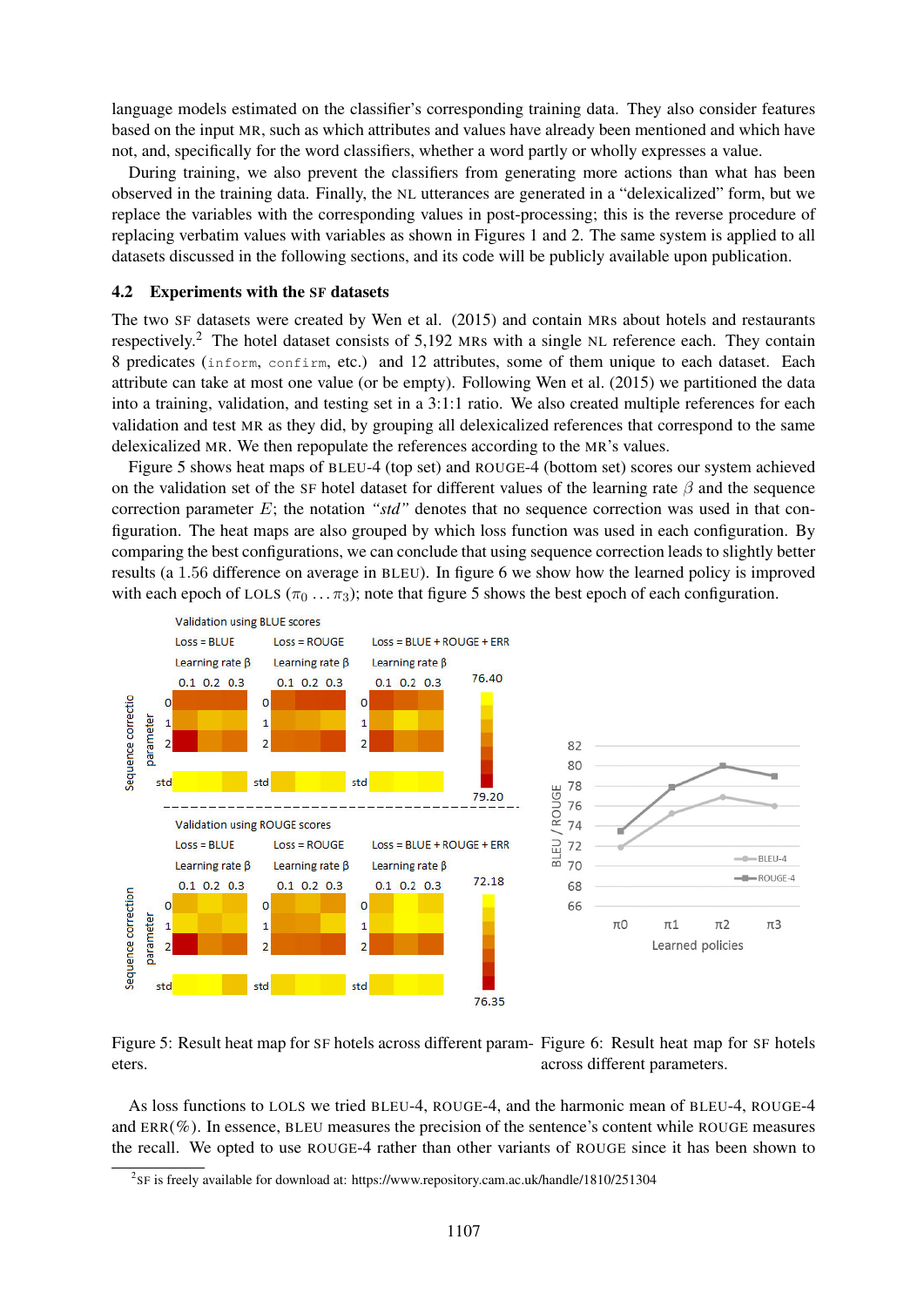language models estimated on the classifier's corresponding training data. They also consider features based on the input MR, such as which attributes and values have already been mentioned and which have not, and, specifically for the word classifiers, whether a word partly or wholly expresses a value.

During training, we also prevent the classifiers from generating more actions than what has been observed in the training data. Finally, the NL utterances are generated in a "delexicalized" form, but we replace the variables with the corresponding values in post-processing; this is the reverse procedure of replacing verbatim values with variables as shown in Figures 1 and 2. The same system is applied to all datasets discussed in the following sections, and its code will be publicly available upon publication.

### 4.2 Experiments with the SF datasets

The two SF datasets were created by Wen et al. (2015) and contain MRs about hotels and restaurants respectively.[2] The hotel dataset consists of 5,192 MRs with a single NL reference each. They contain 8 predicates (`inform`, `confirm`, etc.) and 12 attributes, some of them unique to each dataset. Each attribute can take at most one value (or be empty). Following Wen et al. (2015) we partitioned the data into a training, validation, and testing set in a 3:1:1 ratio. We also created multiple references for each validation and test MR as they did, by grouping all delexicalized references that correspond to the same delexicalized MR. We then repopulate the references according to the MR's values.

Figure 5 shows heat maps of BLEU-4 (top set) and ROUGE-4 (bottom set) scores our system achieved on the validation set of the SF hotel dataset for different values of the learning rate $\beta$ and the sequence correction parameter $E$; the notation *"std"* denotes that no sequence correction was used in that configuration. The heat maps are also grouped by which loss function was used in each configuration. By comparing the best configurations, we can conclude that using sequence correction leads to slightly better results (a 1.56 difference on average in BLEU). In figure 6 we show how the learned policy is improved with each epoch of LOLS ($\pi_0 \dots \pi_3$); note that figure 5 shows the best epoch of each configuration.

Figure 5: Result heat map for SF hotels across different parameters.

Figure 6: Result heat map for SF hotels across different parameters.

As loss functions to LOLS we tried BLEU-4, ROUGE-4, and the harmonic mean of BLEU-4, ROUGE-4 and ERR(%). In essence, BLEU measures the precision of the sentence's content while ROUGE measures the recall. We opted to use ROUGE-4 rather than other variants of ROUGE since it has been shown to

[2] SF is freely available for download at: https://www.repository.cam.ac.uk/handle/1810/251304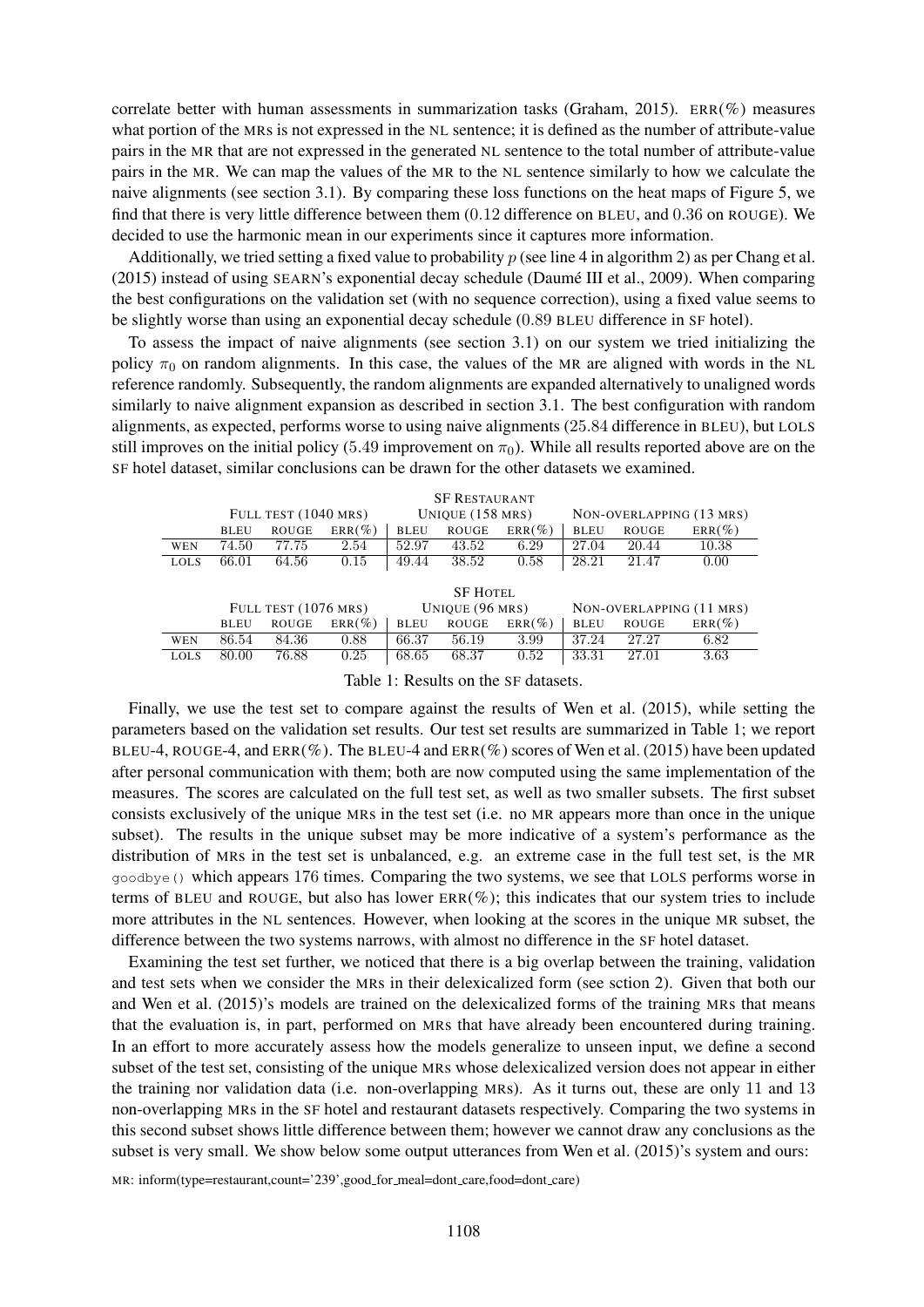correlate better with human assessments in summarization tasks (Graham, 2015). ERR(%) measures what portion of the MRs is not expressed in the NL sentence; it is defined as the number of attribute-value pairs in the MR that are not expressed in the generated NL sentence to the total number of attribute-value pairs in the MR. We can map the values of the MR to the NL sentence similarly to how we calculate the naive alignments (see section 3.1). By comparing these loss functions on the heat maps of Figure 5, we find that there is very little difference between them (0.12 difference on BLEU, and 0.36 on ROUGE). We decided to use the harmonic mean in our experiments since it captures more information.

Additionally, we tried setting a fixed value to probability $p$ (see line 4 in algorithm 2) as per Chang et al. (2015) instead of using SEARN's exponential decay schedule (Daumé III et al., 2009). When comparing the best configurations on the validation set (with no sequence correction), using a fixed value seems to be slightly worse than using an exponential decay schedule (0.89 BLEU difference in SF hotel).

To assess the impact of naive alignments (see section 3.1) on our system we tried initializing the policy $\pi_0$ on random alignments. In this case, the values of the MR are aligned with words in the NL reference randomly. Subsequently, the random alignments are expanded alternatively to unaligned words similarly to naive alignment expansion as described in section 3.1. The best configuration with random alignments, as expected, performs worse to using naive alignments (25.84 difference in BLEU), but LOLS still improves on the initial policy (5.49 improvement on $\pi_0$). While all results reported above are on the SF hotel dataset, similar conclusions can be drawn for the other datasets we examined.

| SF RESTAURANT | | | | | | | | | |
|---|---|---|---|---|---|---|---|---|---|
| | FULL TEST (1040 MRS) | | | UNIQUE (158 MRS) | | | NON-OVERLAPPING (13 MRS) | | |
| | BLEU | ROUGE | ERR(%) | BLEU | ROUGE | ERR(%) | BLEU | ROUGE | ERR(%) |
| WEN | 74.50 | 77.75 | 2.54 | 52.97 | 43.52 | 6.29 | 27.04 | 20.44 | 10.38 |
| LOLS | 66.01 | 64.56 | 0.15 | 49.44 | 38.52 | 0.58 | 28.21 | 21.47 | 0.00 |

| SF HOTEL | | | | | | | | | |
|---|---|---|---|---|---|---|---|---|---|
| | FULL TEST (1076 MRS) | | | UNIQUE (96 MRS) | | | NON-OVERLAPPING (11 MRS) | | |
| | BLEU | ROUGE | ERR(%) | BLEU | ROUGE | ERR(%) | BLEU | ROUGE | ERR(%) |
| WEN | 86.54 | 84.36 | 0.88 | 66.37 | 56.19 | 3.99 | 37.24 | 27.27 | 6.82 |
| LOLS | 80.00 | 76.88 | 0.25 | 68.65 | 68.37 | 0.52 | 33.31 | 27.01 | 3.63 |

Table 1: Results on the SF datasets.

Finally, we use the test set to compare against the results of Wen et al. (2015), while setting the parameters based on the validation set results. Our test set results are summarized in Table 1; we report BLEU-4, ROUGE-4, and ERR(%). The BLEU-4 and ERR(%) scores of Wen et al. (2015) have been updated after personal communication with them; both are now computed using the same implementation of the measures. The scores are calculated on the full test set, as well as two smaller subsets. The first subset consists exclusively of the unique MRs in the test set (i.e. no MR appears more than once in the unique subset). The results in the unique subset may be more indicative of a system's performance as the distribution of MRs in the test set is unbalanced, e.g. an extreme case in the full test set, is the MR `goodbye()` which appears 176 times. Comparing the two systems, we see that LOLS performs worse in terms of BLEU and ROUGE, but also has lower ERR(%); this indicates that our system tries to include more attributes in the NL sentences. However, when looking at the scores in the unique MR subset, the difference between the two systems narrows, with almost no difference in the SF hotel dataset.

Examining the test set further, we noticed that there is a big overlap between the training, validation and test sets when we consider the MRs in their delexicalized form (see sction 2). Given that both our and Wen et al. (2015)'s models are trained on the delexicalized forms of the training MRs that means that the evaluation is, in part, performed on MRs that have already been encountered during training. In an effort to more accurately assess how the models generalize to unseen input, we define a second subset of the test set, consisting of the unique MRs whose delexicalized version does not appear in either the training nor validation data (i.e. non-overlapping MRs). As it turns out, these are only 11 and 13 non-overlapping MRs in the SF hotel and restaurant datasets respectively. Comparing the two systems in this second subset shows little difference between them; however we cannot draw any conclusions as the subset is very small. We show below some output utterances from Wen et al. (2015)'s system and ours:

MR: inform(type=restaurant,count='239',good_for_meal=dont_care,food=dont_care)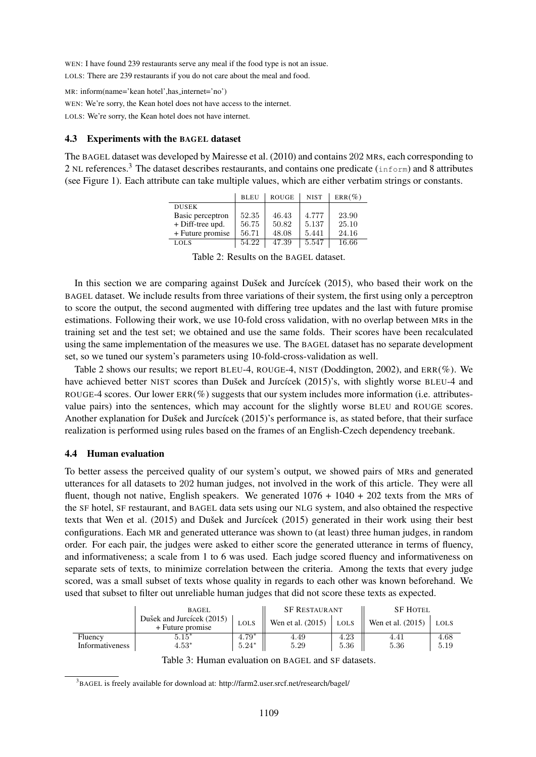WEN: I have found 239 restaurants serve any meal if the food type is not an issue.

LOLS: There are 239 restaurants if you do not care about the meal and food.

MR: inform(name='kean hotel',has_internet='no')

WEN: We're sorry, the Kean hotel does not have access to the internet.

LOLS: We're sorry, the Kean hotel does not have internet.

### 4.3 Experiments with the BAGEL dataset

The BAGEL dataset was developed by Mairesse et al. (2010) and contains 202 MRs, each corresponding to 2 NL references.[3] The dataset describes restaurants, and contains one predicate (`inform`) and 8 attributes (see Figure 1). Each attribute can take multiple values, which are either verbatim strings or constants.

| | BLEU | ROUGE | NIST | ERR(%) |
|---|---|---|---|---|
| DUSEK | | | | |
| Basic perceptron | 52.35 | 46.43 | 4.777 | 23.90 |
| + Diff-tree upd. | 56.75 | 50.82 | 5.137 | 25.10 |
| + Future promise | 56.71 | 48.08 | 5.441 | 24.16 |
| LOLS | 54.22 | 47.39 | 5.547 | 16.66 |

Table 2: Results on the BAGEL dataset.

In this section we are comparing against Dušek and Jurcícek (2015), who based their work on the BAGEL dataset. We include results from three variations of their system, the first using only a perceptron to score the output, the second augmented with differing tree updates and the last with future promise estimations. Following their work, we use 10-fold cross validation, with no overlap between MRs in the training set and the test set; we obtained and use the same folds. Their scores have been recalculated using the same implementation of the measures we use. The BAGEL dataset has no separate development set, so we tuned our system's parameters using 10-fold-cross-validation as well.

Table 2 shows our results; we report BLEU-4, ROUGE-4, NIST (Doddington, 2002), and ERR(%). We have achieved better NIST scores than Dušek and Jurcícek (2015)'s, with slightly worse BLEU-4 and ROUGE-4 scores. Our lower ERR(%) suggests that our system includes more information (i.e. attributes-value pairs) into the sentences, which may account for the slightly worse BLEU and ROUGE scores. Another explanation for Dušek and Jurcícek (2015)'s performance is, as stated before, that their surface realization is performed using rules based on the frames of an English-Czech dependency treebank.

### 4.4 Human evaluation

To better assess the perceived quality of our system's output, we showed pairs of MRs and generated utterances for all datasets to 202 human judges, not involved in the work of this article. They were all fluent, though not native, English speakers. We generated 1076 + 1040 + 202 texts from the MRs of the SF hotel, SF restaurant, and BAGEL data sets using our NLG system, and also obtained the respective texts that Wen et al. (2015) and Dušek and Jurcícek (2015) generated in their work using their best configurations. Each MR and generated utterance was shown to (at least) three human judges, in random order. For each pair, the judges were asked to either score the generated utterance in terms of fluency, and informativeness; a scale from 1 to 6 was used. Each judge scored fluency and informativeness on separate sets of texts, to minimize correlation between the criteria. Among the texts that every judge scored, was a small subset of texts whose quality in regards to each other was known beforehand. We used that subset to filter out unreliable human judges that did not score these texts as expected.

| | BAGEL | | SF RESTAURANT | | SF HOTEL | |
|---|---|---|---|---|---|---|
| | Dušek and Jurcícek (2015) + Future promise | LOLS | Wen et al. (2015) | LOLS | Wen et al. (2015) | LOLS |
| Fluency | 5.15* | 4.79* | 4.49 | 4.23 | 4.41 | 4.68 |
| Informativeness | 4.53* | 5.24* | 5.29 | 5.36 | 5.36 | 5.19 |

Table 3: Human evaluation on BAGEL and SF datasets.

[3] BAGEL is freely available for download at: http://farm2.user.srcf.net/research/bagel/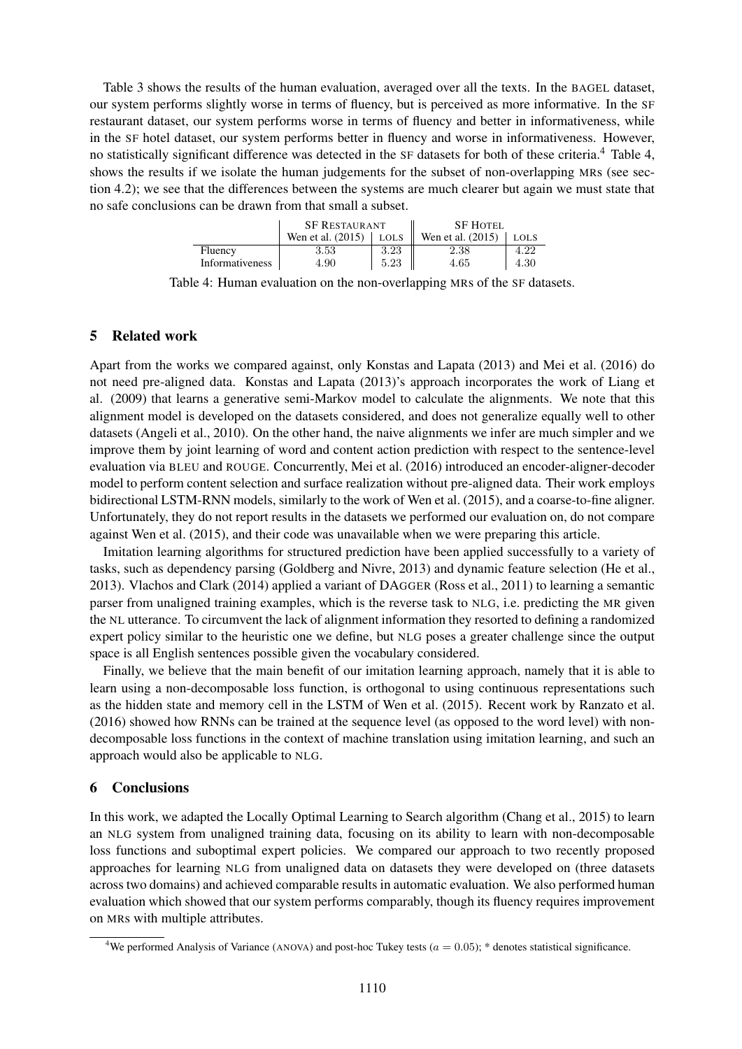Table 3 shows the results of the human evaluation, averaged over all the texts. In the BAGEL dataset, our system performs slightly worse in terms of fluency, but is perceived as more informative. In the SF restaurant dataset, our system performs worse in terms of fluency and better in informativeness, while in the SF hotel dataset, our system performs better in fluency and worse in informativeness. However, no statistically significant difference was detected in the SF datasets for both of these criteria.[4] Table 4, shows the results if we isolate the human judgements for the subset of non-overlapping MRs (see section 4.2); we see that the differences between the systems are much clearer but again we must state that no safe conclusions can be drawn from that small a subset.

| | SF RESTAURANT | | SF HOTEL | |
|---|---|---|---|---|
| | Wen et al. (2015) | LOLS | Wen et al. (2015) | LOLS |
| Fluency | 3.53 | 3.23 | 2.38 | 4.22 |
| Informativeness | 4.90 | 5.23 | 4.65 | 4.30 |

Table 4: Human evaluation on the non-overlapping MRs of the SF datasets.

## 5 Related work

Apart from the works we compared against, only Konstas and Lapata (2013) and Mei et al. (2016) do not need pre-aligned data. Konstas and Lapata (2013)'s approach incorporates the work of Liang et al. (2009) that learns a generative semi-Markov model to calculate the alignments. We note that this alignment model is developed on the datasets considered, and does not generalize equally well to other datasets (Angeli et al., 2010). On the other hand, the naive alignments we infer are much simpler and we improve them by joint learning of word and content action prediction with respect to the sentence-level evaluation via BLEU and ROUGE. Concurrently, Mei et al. (2016) introduced an encoder-aligner-decoder model to perform content selection and surface realization without pre-aligned data. Their work employs bidirectional LSTM-RNN models, similarly to the work of Wen et al. (2015), and a coarse-to-fine aligner. Unfortunately, they do not report results in the datasets we performed our evaluation on, do not compare against Wen et al. (2015), and their code was unavailable when we were preparing this article.

Imitation learning algorithms for structured prediction have been applied successfully to a variety of tasks, such as dependency parsing (Goldberg and Nivre, 2013) and dynamic feature selection (He et al., 2013). Vlachos and Clark (2014) applied a variant of DAGGER (Ross et al., 2011) to learning a semantic parser from unaligned training examples, which is the reverse task to NLG, i.e. predicting the MR given the NL utterance. To circumvent the lack of alignment information they resorted to defining a randomized expert policy similar to the heuristic one we define, but NLG poses a greater challenge since the output space is all English sentences possible given the vocabulary considered.

Finally, we believe that the main benefit of our imitation learning approach, namely that it is able to learn using a non-decomposable loss function, is orthogonal to using continuous representations such as the hidden state and memory cell in the LSTM of Wen et al. (2015). Recent work by Ranzato et al. (2016) showed how RNNs can be trained at the sequence level (as opposed to the word level) with non-decomposable loss functions in the context of machine translation using imitation learning, and such an approach would also be applicable to NLG.

## 6 Conclusions

In this work, we adapted the Locally Optimal Learning to Search algorithm (Chang et al., 2015) to learn an NLG system from unaligned training data, focusing on its ability to learn with non-decomposable loss functions and suboptimal expert policies. We compared our approach to two recently proposed approaches for learning NLG from unaligned data on datasets they were developed on (three datasets across two domains) and achieved comparable results in automatic evaluation. We also performed human evaluation which showed that our system performs comparably, though its fluency requires improvement on MRs with multiple attributes.

[4] We performed Analysis of Variance (ANOVA) and post-hoc Tukey tests ($a = 0.05$); * denotes statistical significance.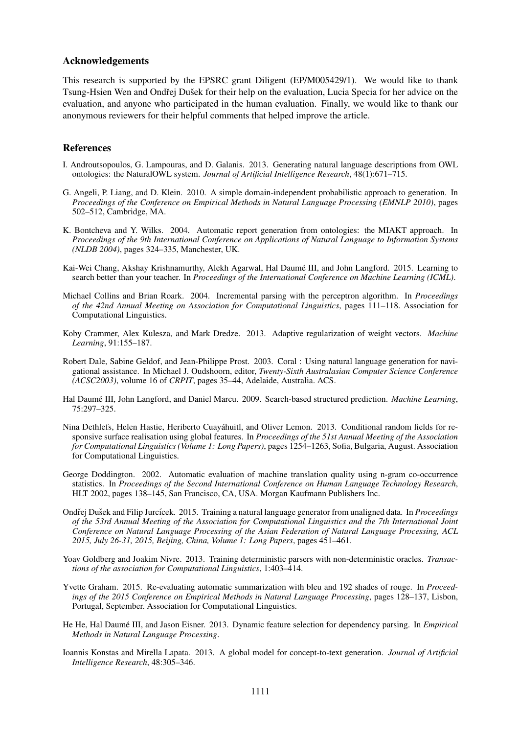## Acknowledgements

This research is supported by the EPSRC grant Diligent (EP/M005429/1). We would like to thank Tsung-Hsien Wen and Ondřej Dušek for their help on the evaluation, Lucia Specia for her advice on the evaluation, and anyone who participated in the human evaluation. Finally, we would like to thank our anonymous reviewers for their helpful comments that helped improve the article.

## References

I. Androutsopoulos, G. Lampouras, and D. Galanis. 2013. Generating natural language descriptions from OWL ontologies: the NaturalOWL system. *Journal of Artificial Intelligence Research*, 48(1):671–715.

G. Angeli, P. Liang, and D. Klein. 2010. A simple domain-independent probabilistic approach to generation. In *Proceedings of the Conference on Empirical Methods in Natural Language Processing (EMNLP 2010)*, pages 502–512, Cambridge, MA.

K. Bontcheva and Y. Wilks. 2004. Automatic report generation from ontologies: the MIAKT approach. In *Proceedings of the 9th International Conference on Applications of Natural Language to Information Systems (NLDB 2004)*, pages 324–335, Manchester, UK.

Kai-Wei Chang, Akshay Krishnamurthy, Alekh Agarwal, Hal Daumé III, and John Langford. 2015. Learning to search better than your teacher. In *Proceedings of the International Conference on Machine Learning (ICML)*.

Michael Collins and Brian Roark. 2004. Incremental parsing with the perceptron algorithm. In *Proceedings of the 42nd Annual Meeting on Association for Computational Linguistics*, pages 111–118. Association for Computational Linguistics.

Koby Crammer, Alex Kulesza, and Mark Dredze. 2013. Adaptive regularization of weight vectors. *Machine Learning*, 91:155–187.

Robert Dale, Sabine Geldof, and Jean-Philippe Prost. 2003. Coral : Using natural language generation for navigational assistance. In Michael J. Oudshoorn, editor, *Twenty-Sixth Australasian Computer Science Conference (ACSC2003)*, volume 16 of *CRPIT*, pages 35–44, Adelaide, Australia. ACS.

Hal Daumé III, John Langford, and Daniel Marcu. 2009. Search-based structured prediction. *Machine Learning*, 75:297–325.

Nina Dethlefs, Helen Hastie, Heriberto Cuayáhuitl, and Oliver Lemon. 2013. Conditional random fields for responsive surface realisation using global features. In *Proceedings of the 51st Annual Meeting of the Association for Computational Linguistics (Volume 1: Long Papers)*, pages 1254–1263, Sofia, Bulgaria, August. Association for Computational Linguistics.

George Doddington. 2002. Automatic evaluation of machine translation quality using n-gram co-occurrence statistics. In *Proceedings of the Second International Conference on Human Language Technology Research*, HLT 2002, pages 138–145, San Francisco, CA, USA. Morgan Kaufmann Publishers Inc.

Ondřej Dušek and Filip Jurcícek. 2015. Training a natural language generator from unaligned data. In *Proceedings of the 53rd Annual Meeting of the Association for Computational Linguistics and the 7th International Joint Conference on Natural Language Processing of the Asian Federation of Natural Language Processing, ACL 2015, July 26-31, 2015, Beijing, China, Volume 1: Long Papers*, pages 451–461.

Yoav Goldberg and Joakim Nivre. 2013. Training deterministic parsers with non-deterministic oracles. *Transactions of the association for Computational Linguistics*, 1:403–414.

Yvette Graham. 2015. Re-evaluating automatic summarization with bleu and 192 shades of rouge. In *Proceedings of the 2015 Conference on Empirical Methods in Natural Language Processing*, pages 128–137, Lisbon, Portugal, September. Association for Computational Linguistics.

He He, Hal Daumé III, and Jason Eisner. 2013. Dynamic feature selection for dependency parsing. In *Empirical Methods in Natural Language Processing*.

Ioannis Konstas and Mirella Lapata. 2013. A global model for concept-to-text generation. *Journal of Artificial Intelligence Research*, 48:305–346.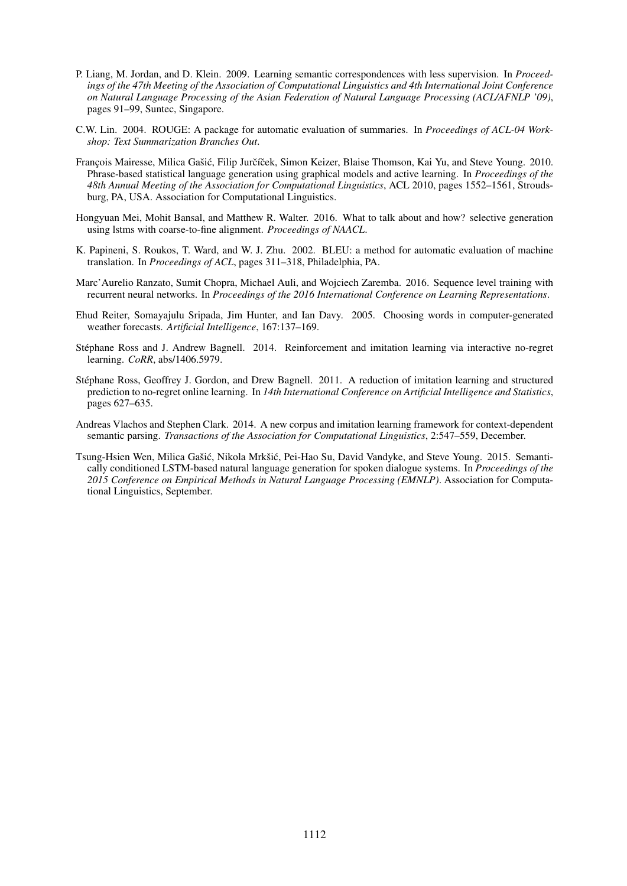P. Liang, M. Jordan, and D. Klein. 2009. Learning semantic correspondences with less supervision. In *Proceedings of the 47th Meeting of the Association of Computational Linguistics and 4th International Joint Conference on Natural Language Processing of the Asian Federation of Natural Language Processing (ACL/AFNLP '09)*, pages 91–99, Suntec, Singapore.

C.W. Lin. 2004. ROUGE: A package for automatic evaluation of summaries. In *Proceedings of ACL-04 Workshop: Text Summarization Branches Out*.

François Mairesse, Milica Gašić, Filip Jurčíček, Simon Keizer, Blaise Thomson, Kai Yu, and Steve Young. 2010. Phrase-based statistical language generation using graphical models and active learning. In *Proceedings of the 48th Annual Meeting of the Association for Computational Linguistics*, ACL 2010, pages 1552–1561, Stroudsburg, PA, USA. Association for Computational Linguistics.

Hongyuan Mei, Mohit Bansal, and Matthew R. Walter. 2016. What to talk about and how? selective generation using lstms with coarse-to-fine alignment. *Proceedings of NAACL*.

K. Papineni, S. Roukos, T. Ward, and W. J. Zhu. 2002. BLEU: a method for automatic evaluation of machine translation. In *Proceedings of ACL*, pages 311–318, Philadelphia, PA.

Marc'Aurelio Ranzato, Sumit Chopra, Michael Auli, and Wojciech Zaremba. 2016. Sequence level training with recurrent neural networks. In *Proceedings of the 2016 International Conference on Learning Representations*.

Ehud Reiter, Somayajulu Sripada, Jim Hunter, and Ian Davy. 2005. Choosing words in computer-generated weather forecasts. *Artificial Intelligence*, 167:137–169.

Stéphane Ross and J. Andrew Bagnell. 2014. Reinforcement and imitation learning via interactive no-regret learning. *CoRR*, abs/1406.5979.

Stéphane Ross, Geoffrey J. Gordon, and Drew Bagnell. 2011. A reduction of imitation learning and structured prediction to no-regret online learning. In *14th International Conference on Artificial Intelligence and Statistics*, pages 627–635.

Andreas Vlachos and Stephen Clark. 2014. A new corpus and imitation learning framework for context-dependent semantic parsing. *Transactions of the Association for Computational Linguistics*, 2:547–559, December.

Tsung-Hsien Wen, Milica Gašić, Nikola Mrkšić, Pei-Hao Su, David Vandyke, and Steve Young. 2015. Semantically conditioned LSTM-based natural language generation for spoken dialogue systems. In *Proceedings of the 2015 Conference on Empirical Methods in Natural Language Processing (EMNLP)*. Association for Computational Linguistics, September.